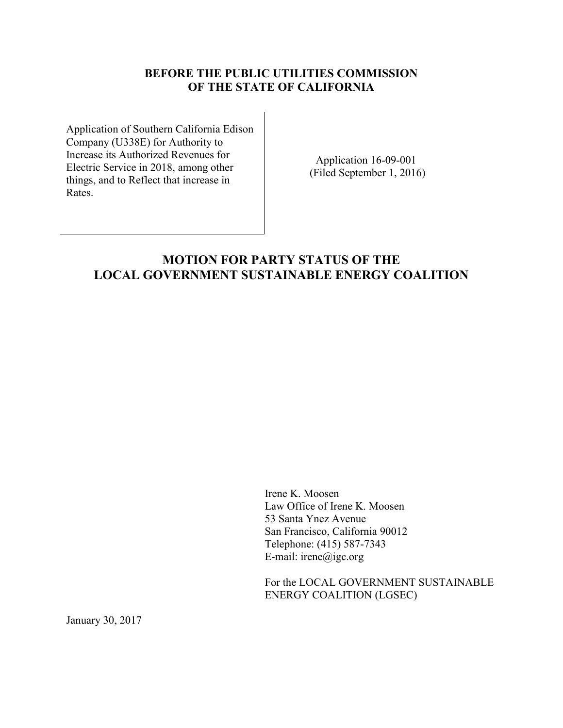**BEFORE THE PUBLIC UTILITIES COMMISSION**
**OF THE STATE OF CALIFORNIA**

| | |
|---|---|
| Application of Southern California Edison Company (U338E) for Authority to Increase its Authorized Revenues for Electric Service in 2018, among other things, and to Reflect that increase in Rates. | Application 16-09-001<br>(Filed September 1, 2016) |

# MOTION FOR PARTY STATUS OF THE LOCAL GOVERNMENT SUSTAINABLE ENERGY COALITION

Irene K. Moosen
Law Office of Irene K. Moosen
53 Santa Ynez Avenue
San Francisco, California 90012
Telephone: (415) 587-7343
E-mail: irene@igc.org

For the LOCAL GOVERNMENT SUSTAINABLE ENERGY COALITION (LGSEC)

January 30, 2017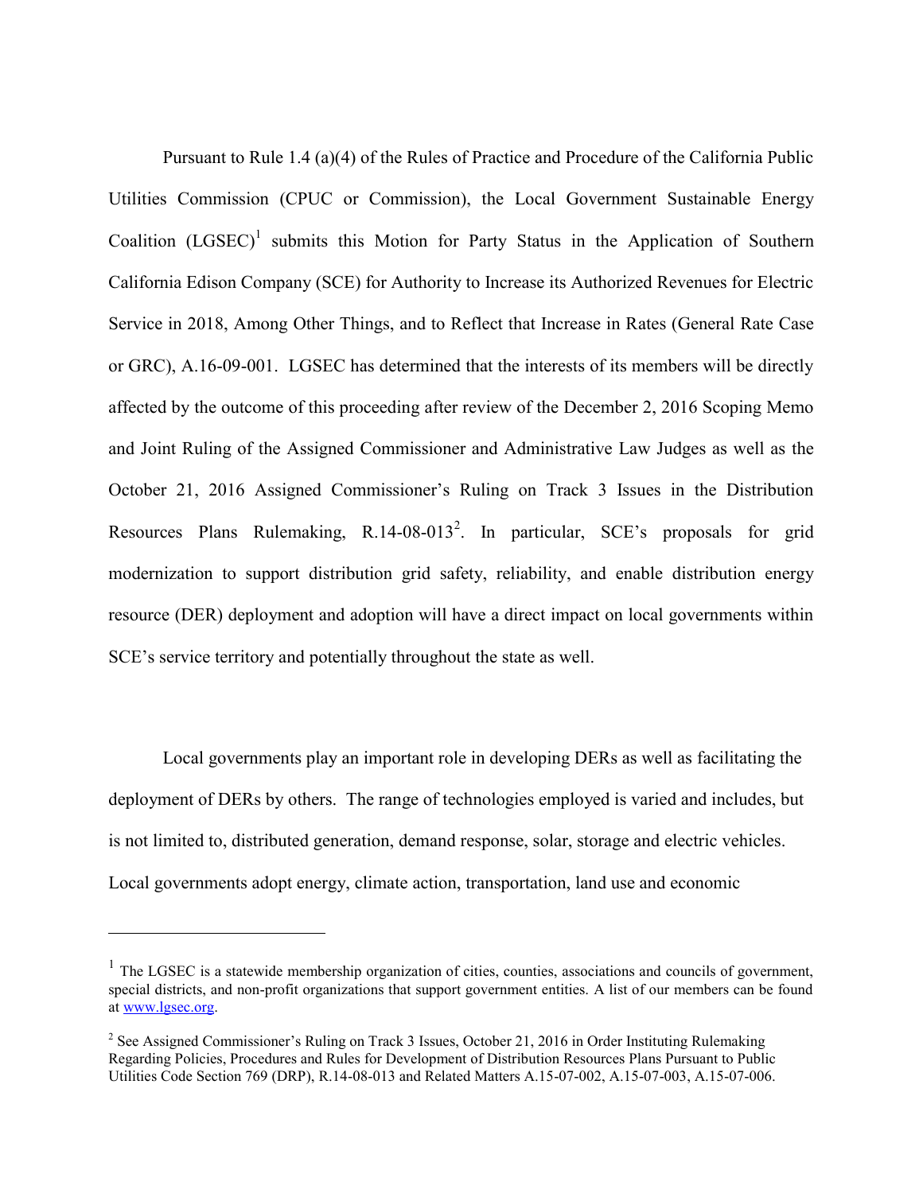Pursuant to Rule 1.4 (a)(4) of the Rules of Practice and Procedure of the California Public Utilities Commission (CPUC or Commission), the Local Government Sustainable Energy Coalition (LGSEC)[1] submits this Motion for Party Status in the Application of Southern California Edison Company (SCE) for Authority to Increase its Authorized Revenues for Electric Service in 2018, Among Other Things, and to Reflect that Increase in Rates (General Rate Case or GRC), A.16-09-001. LGSEC has determined that the interests of its members will be directly affected by the outcome of this proceeding after review of the December 2, 2016 Scoping Memo and Joint Ruling of the Assigned Commissioner and Administrative Law Judges as well as the October 21, 2016 Assigned Commissioner's Ruling on Track 3 Issues in the Distribution Resources Plans Rulemaking, R.14-08-013[2]. In particular, SCE's proposals for grid modernization to support distribution grid safety, reliability, and enable distribution energy resource (DER) deployment and adoption will have a direct impact on local governments within SCE's service territory and potentially throughout the state as well.

Local governments play an important role in developing DERs as well as facilitating the deployment of DERs by others. The range of technologies employed is varied and includes, but is not limited to, distributed generation, demand response, solar, storage and electric vehicles. Local governments adopt energy, climate action, transportation, land use and economic

---

[1] The LGSEC is a statewide membership organization of cities, counties, associations and councils of government, special districts, and non-profit organizations that support government entities. A list of our members can be found at www.lgsec.org.

[2] See Assigned Commissioner's Ruling on Track 3 Issues, October 21, 2016 in Order Instituting Rulemaking Regarding Policies, Procedures and Rules for Development of Distribution Resources Plans Pursuant to Public Utilities Code Section 769 (DRP), R.14-08-013 and Related Matters A.15-07-002, A.15-07-003, A.15-07-006.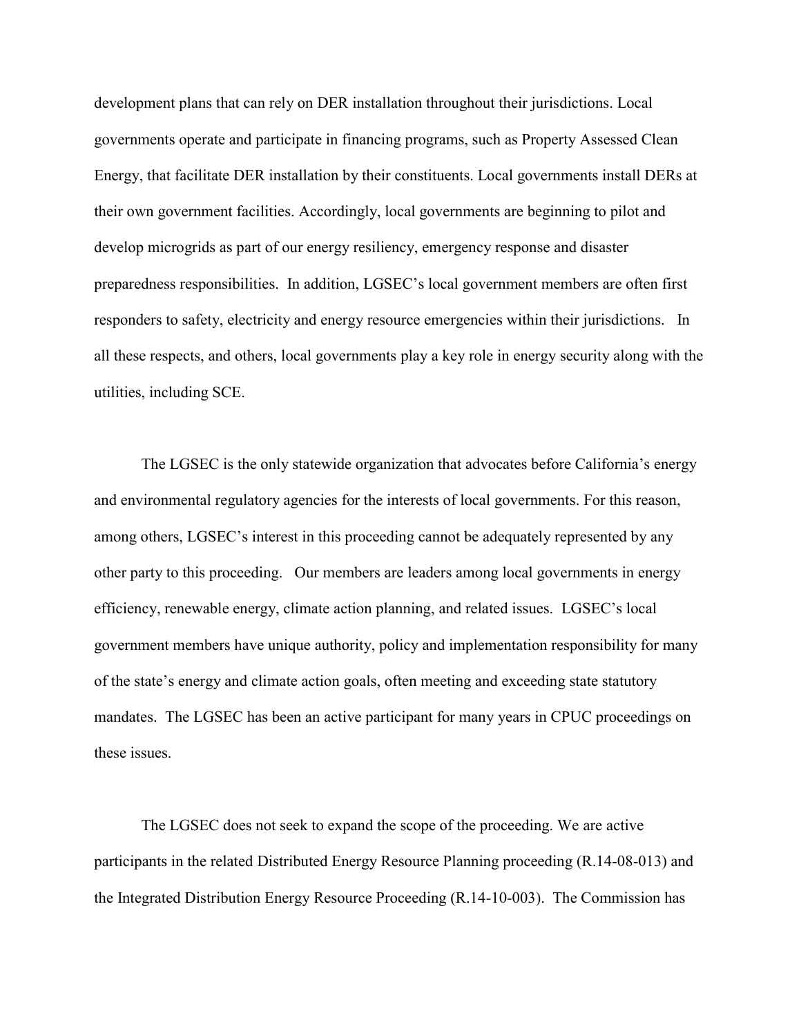development plans that can rely on DER installation throughout their jurisdictions. Local governments operate and participate in financing programs, such as Property Assessed Clean Energy, that facilitate DER installation by their constituents. Local governments install DERs at their own government facilities. Accordingly, local governments are beginning to pilot and develop microgrids as part of our energy resiliency, emergency response and disaster preparedness responsibilities. In addition, LGSEC's local government members are often first responders to safety, electricity and energy resource emergencies within their jurisdictions. In all these respects, and others, local governments play a key role in energy security along with the utilities, including SCE.

The LGSEC is the only statewide organization that advocates before California's energy and environmental regulatory agencies for the interests of local governments. For this reason, among others, LGSEC's interest in this proceeding cannot be adequately represented by any other party to this proceeding. Our members are leaders among local governments in energy efficiency, renewable energy, climate action planning, and related issues. LGSEC's local government members have unique authority, policy and implementation responsibility for many of the state's energy and climate action goals, often meeting and exceeding state statutory mandates. The LGSEC has been an active participant for many years in CPUC proceedings on these issues.

The LGSEC does not seek to expand the scope of the proceeding. We are active participants in the related Distributed Energy Resource Planning proceeding (R.14-08-013) and the Integrated Distribution Energy Resource Proceeding (R.14-10-003). The Commission has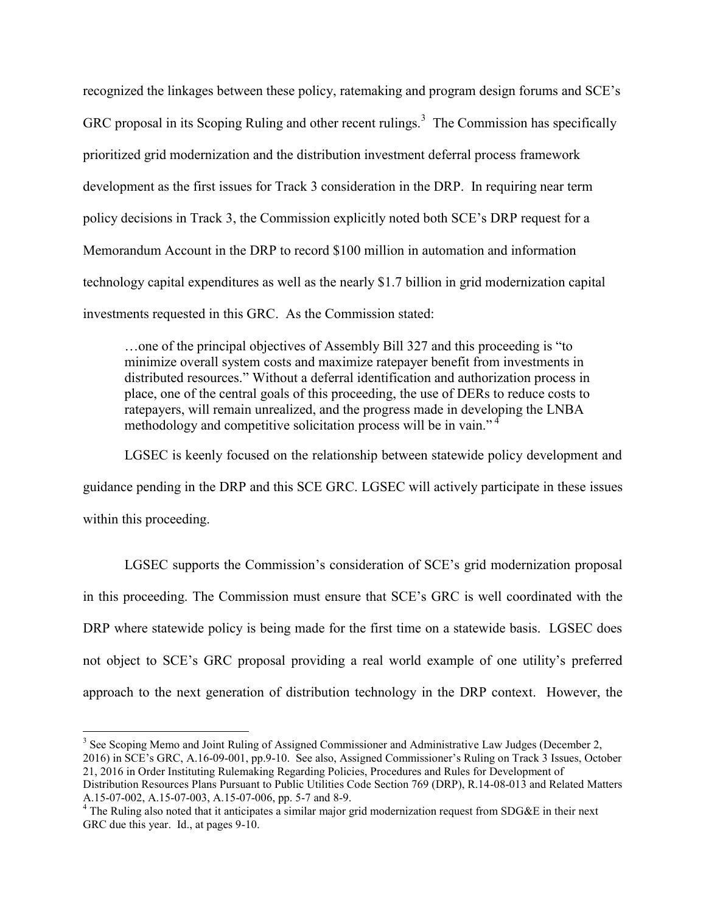recognized the linkages between these policy, ratemaking and program design forums and SCE's GRC proposal in its Scoping Ruling and other recent rulings.[3] The Commission has specifically prioritized grid modernization and the distribution investment deferral process framework development as the first issues for Track 3 consideration in the DRP. In requiring near term policy decisions in Track 3, the Commission explicitly noted both SCE's DRP request for a Memorandum Account in the DRP to record $100 million in automation and information technology capital expenditures as well as the nearly $1.7 billion in grid modernization capital investments requested in this GRC. As the Commission stated:

> …one of the principal objectives of Assembly Bill 327 and this proceeding is "to minimize overall system costs and maximize ratepayer benefit from investments in distributed resources." Without a deferral identification and authorization process in place, one of the central goals of this proceeding, the use of DERs to reduce costs to ratepayers, will remain unrealized, and the progress made in developing the LNBA methodology and competitive solicitation process will be in vain."[4]

LGSEC is keenly focused on the relationship between statewide policy development and guidance pending in the DRP and this SCE GRC. LGSEC will actively participate in these issues within this proceeding.

LGSEC supports the Commission's consideration of SCE's grid modernization proposal in this proceeding. The Commission must ensure that SCE's GRC is well coordinated with the DRP where statewide policy is being made for the first time on a statewide basis. LGSEC does not object to SCE's GRC proposal providing a real world example of one utility's preferred approach to the next generation of distribution technology in the DRP context. However, the

---

[3] See Scoping Memo and Joint Ruling of Assigned Commissioner and Administrative Law Judges (December 2, 2016) in SCE's GRC, A.16-09-001, pp.9-10. See also, Assigned Commissioner's Ruling on Track 3 Issues, October 21, 2016 in Order Instituting Rulemaking Regarding Policies, Procedures and Rules for Development of Distribution Resources Plans Pursuant to Public Utilities Code Section 769 (DRP), R.14-08-013 and Related Matters A.15-07-002, A.15-07-003, A.15-07-006, pp. 5-7 and 8-9.

[4] The Ruling also noted that it anticipates a similar major grid modernization request from SDG&E in their next GRC due this year. Id., at pages 9-10.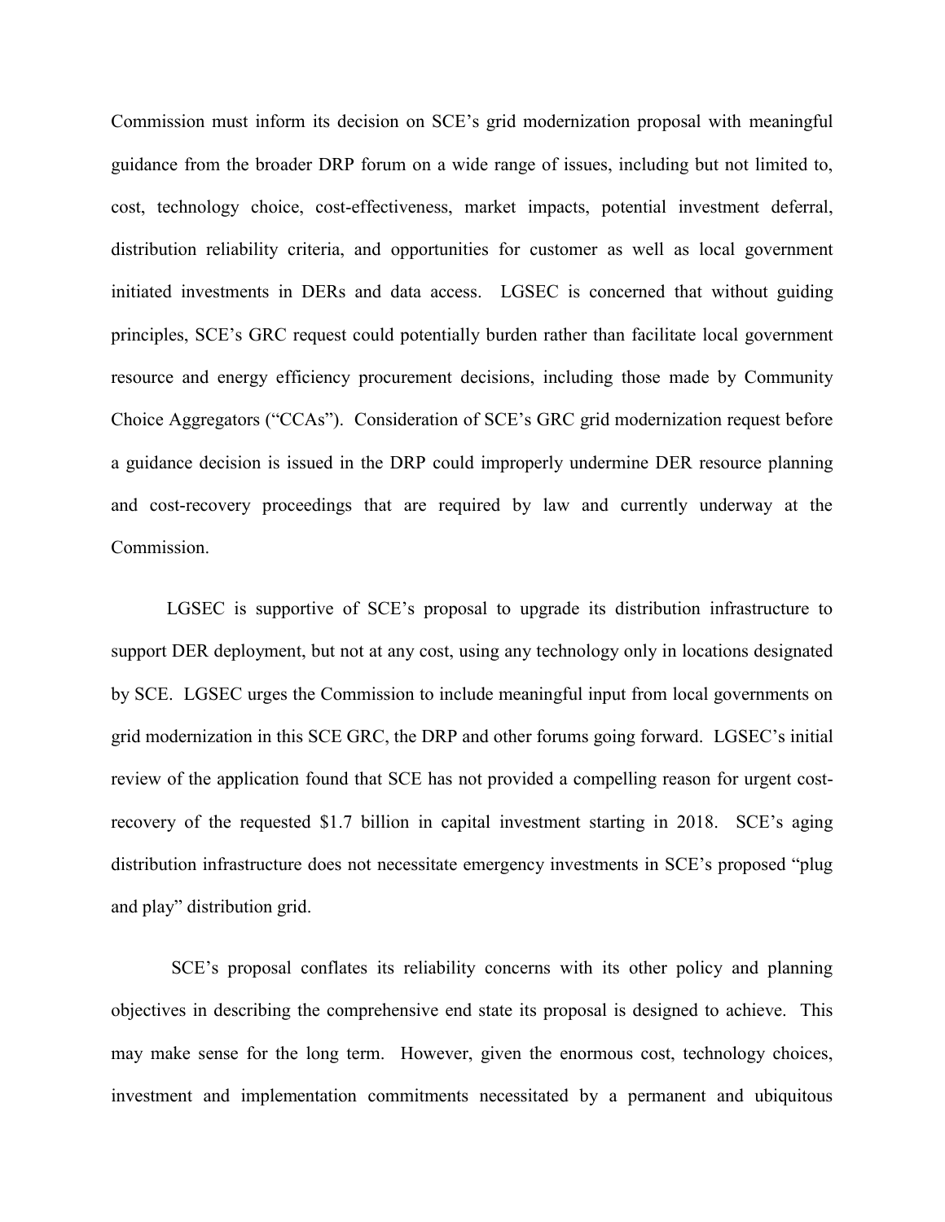Commission must inform its decision on SCE's grid modernization proposal with meaningful guidance from the broader DRP forum on a wide range of issues, including but not limited to, cost, technology choice, cost-effectiveness, market impacts, potential investment deferral, distribution reliability criteria, and opportunities for customer as well as local government initiated investments in DERs and data access. LGSEC is concerned that without guiding principles, SCE's GRC request could potentially burden rather than facilitate local government resource and energy efficiency procurement decisions, including those made by Community Choice Aggregators ("CCAs"). Consideration of SCE's GRC grid modernization request before a guidance decision is issued in the DRP could improperly undermine DER resource planning and cost-recovery proceedings that are required by law and currently underway at the Commission.

LGSEC is supportive of SCE's proposal to upgrade its distribution infrastructure to support DER deployment, but not at any cost, using any technology only in locations designated by SCE. LGSEC urges the Commission to include meaningful input from local governments on grid modernization in this SCE GRC, the DRP and other forums going forward. LGSEC's initial review of the application found that SCE has not provided a compelling reason for urgent cost-recovery of the requested $1.7 billion in capital investment starting in 2018. SCE's aging distribution infrastructure does not necessitate emergency investments in SCE's proposed "plug and play" distribution grid.

SCE's proposal conflates its reliability concerns with its other policy and planning objectives in describing the comprehensive end state its proposal is designed to achieve. This may make sense for the long term. However, given the enormous cost, technology choices, investment and implementation commitments necessitated by a permanent and ubiquitous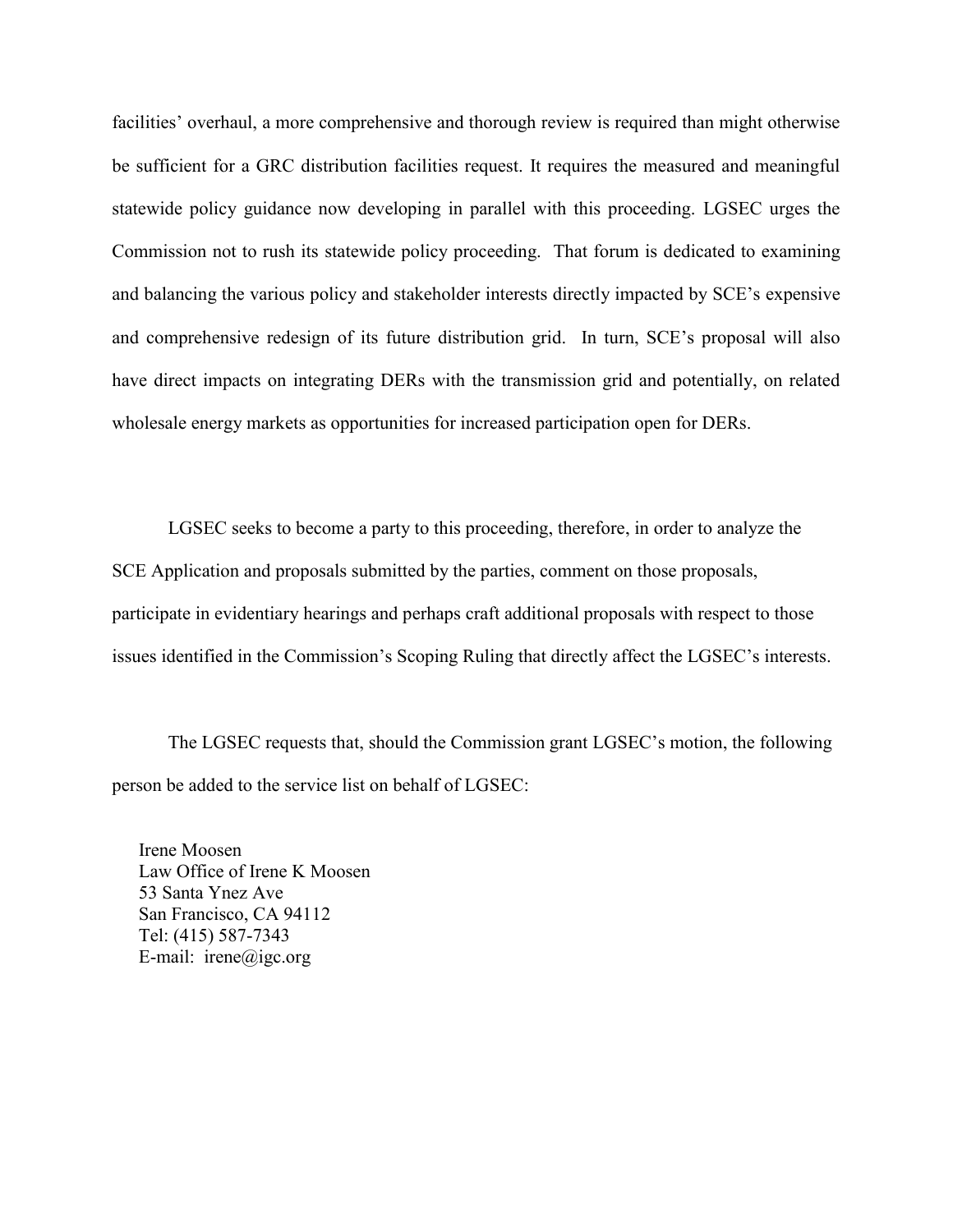facilities' overhaul, a more comprehensive and thorough review is required than might otherwise be sufficient for a GRC distribution facilities request. It requires the measured and meaningful statewide policy guidance now developing in parallel with this proceeding. LGSEC urges the Commission not to rush its statewide policy proceeding. That forum is dedicated to examining and balancing the various policy and stakeholder interests directly impacted by SCE's expensive and comprehensive redesign of its future distribution grid. In turn, SCE's proposal will also have direct impacts on integrating DERs with the transmission grid and potentially, on related wholesale energy markets as opportunities for increased participation open for DERs.

LGSEC seeks to become a party to this proceeding, therefore, in order to analyze the SCE Application and proposals submitted by the parties, comment on those proposals, participate in evidentiary hearings and perhaps craft additional proposals with respect to those issues identified in the Commission's Scoping Ruling that directly affect the LGSEC's interests.

The LGSEC requests that, should the Commission grant LGSEC's motion, the following person be added to the service list on behalf of LGSEC:

Irene Moosen
Law Office of Irene K Moosen
53 Santa Ynez Ave
San Francisco, CA 94112
Tel: (415) 587-7343
E-mail: irene@igc.org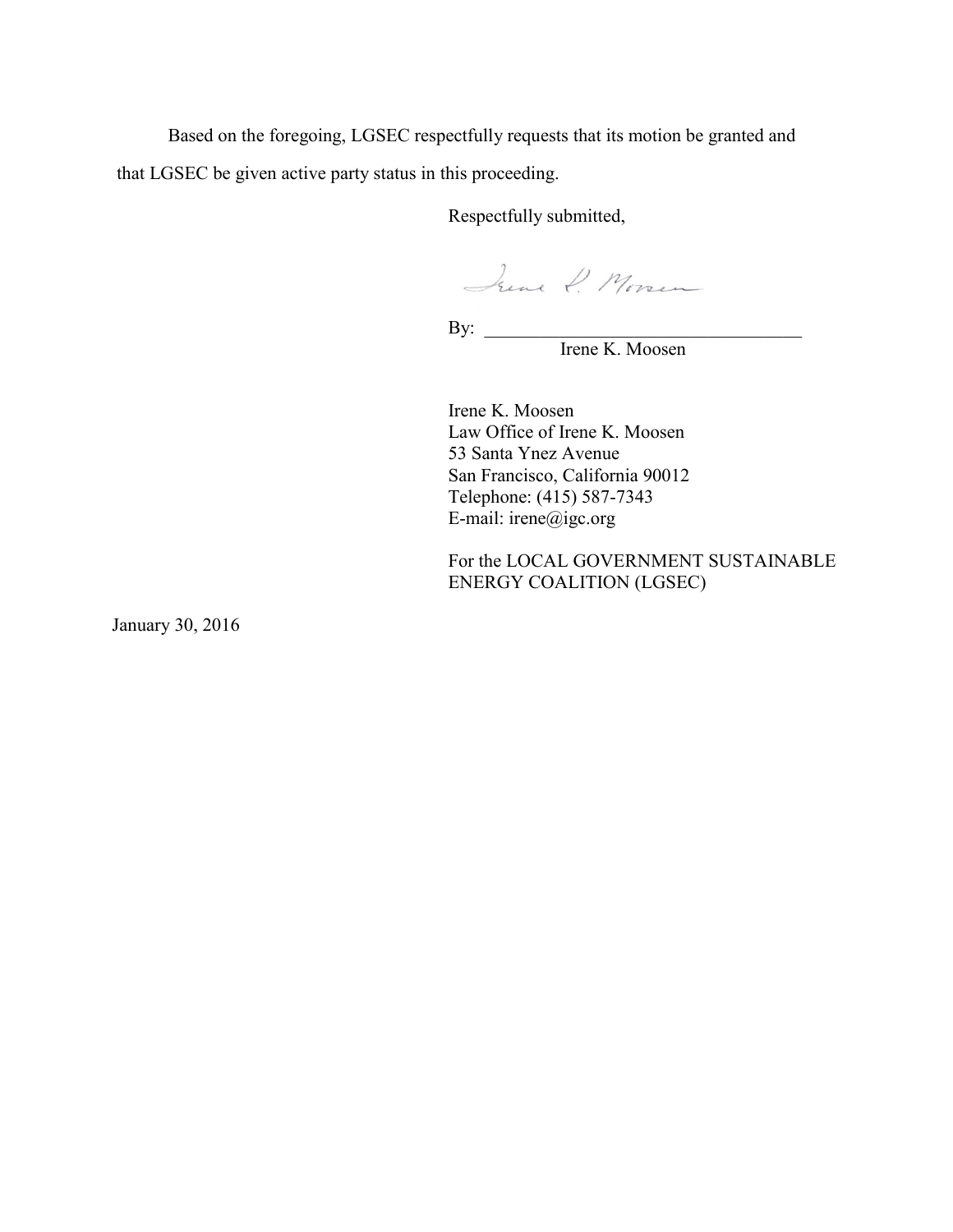Based on the foregoing, LGSEC respectfully requests that its motion be granted and that LGSEC be given active party status in this proceeding.

Respectfully submitted,

By: ______________________________
Irene K. Moosen

Irene K. Moosen
Law Office of Irene K. Moosen
53 Santa Ynez Avenue
San Francisco, California 90012
Telephone: (415) 587-7343
E-mail: irene@igc.org

For the LOCAL GOVERNMENT SUSTAINABLE ENERGY COALITION (LGSEC)

January 30, 2016